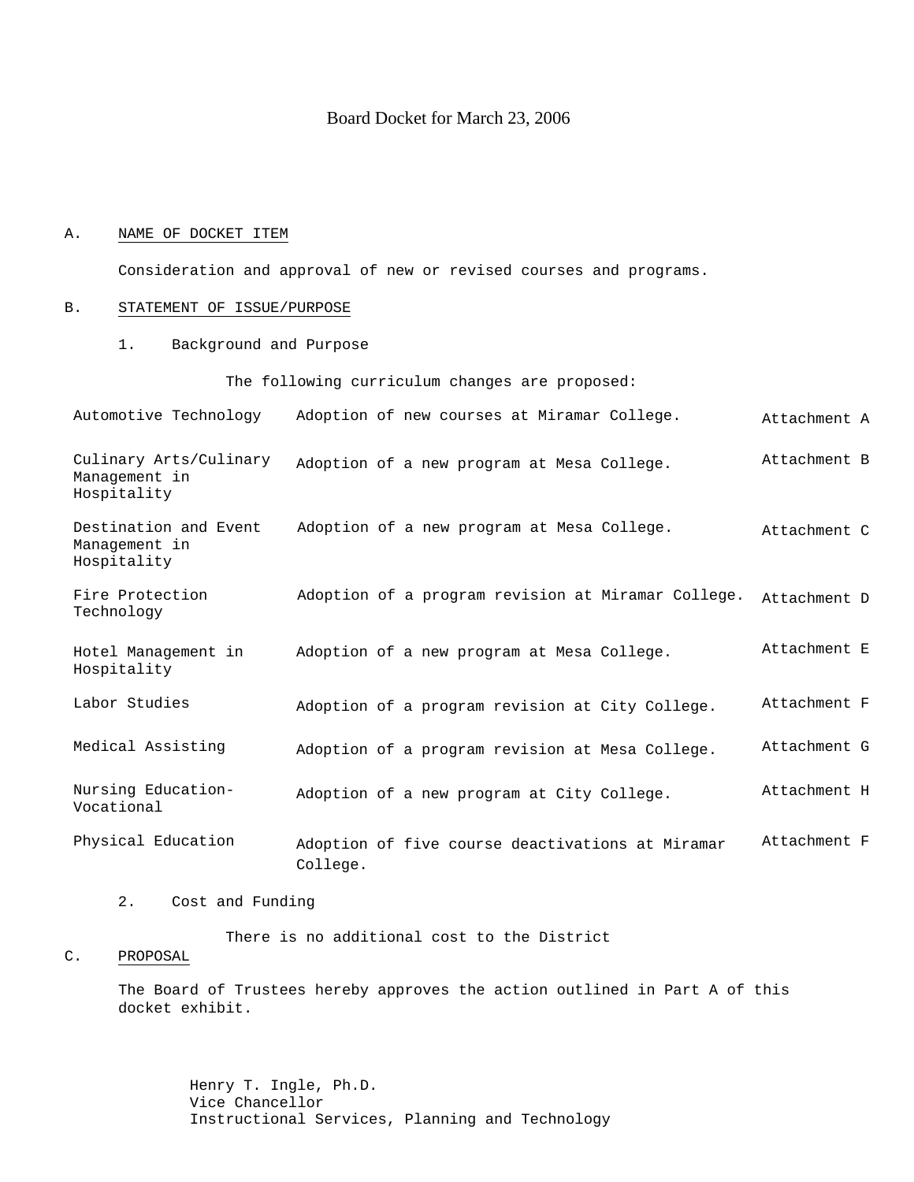Board Docket for March 23, 2006

A. NAME OF DOCKET ITEM

Consideration and approval of new or revised courses and programs.

B. STATEMENT OF ISSUE/PURPOSE

1. Background and Purpose

The following curriculum changes are proposed:

| | | |
|---|---|---|
| Automotive Technology | Adoption of new courses at Miramar College. | Attachment A |
| Culinary Arts/Culinary Management in Hospitality | Adoption of a new program at Mesa College. | Attachment B |
| Destination and Event Management in Hospitality | Adoption of a new program at Mesa College. | Attachment C |
| Fire Protection Technology | Adoption of a program revision at Miramar College. | Attachment D |
| Hotel Management in Hospitality | Adoption of a new program at Mesa College. | Attachment E |
| Labor Studies | Adoption of a program revision at City College. | Attachment F |
| Medical Assisting | Adoption of a program revision at Mesa College. | Attachment G |
| Nursing Education-Vocational | Adoption of a new program at City College. | Attachment H |
| Physical Education | Adoption of five course deactivations at Miramar College. | Attachment F |

2. Cost and Funding

There is no additional cost to the District

C. PROPOSAL

The Board of Trustees hereby approves the action outlined in Part A of this docket exhibit.

Henry T. Ingle, Ph.D.
Vice Chancellor
Instructional Services, Planning and Technology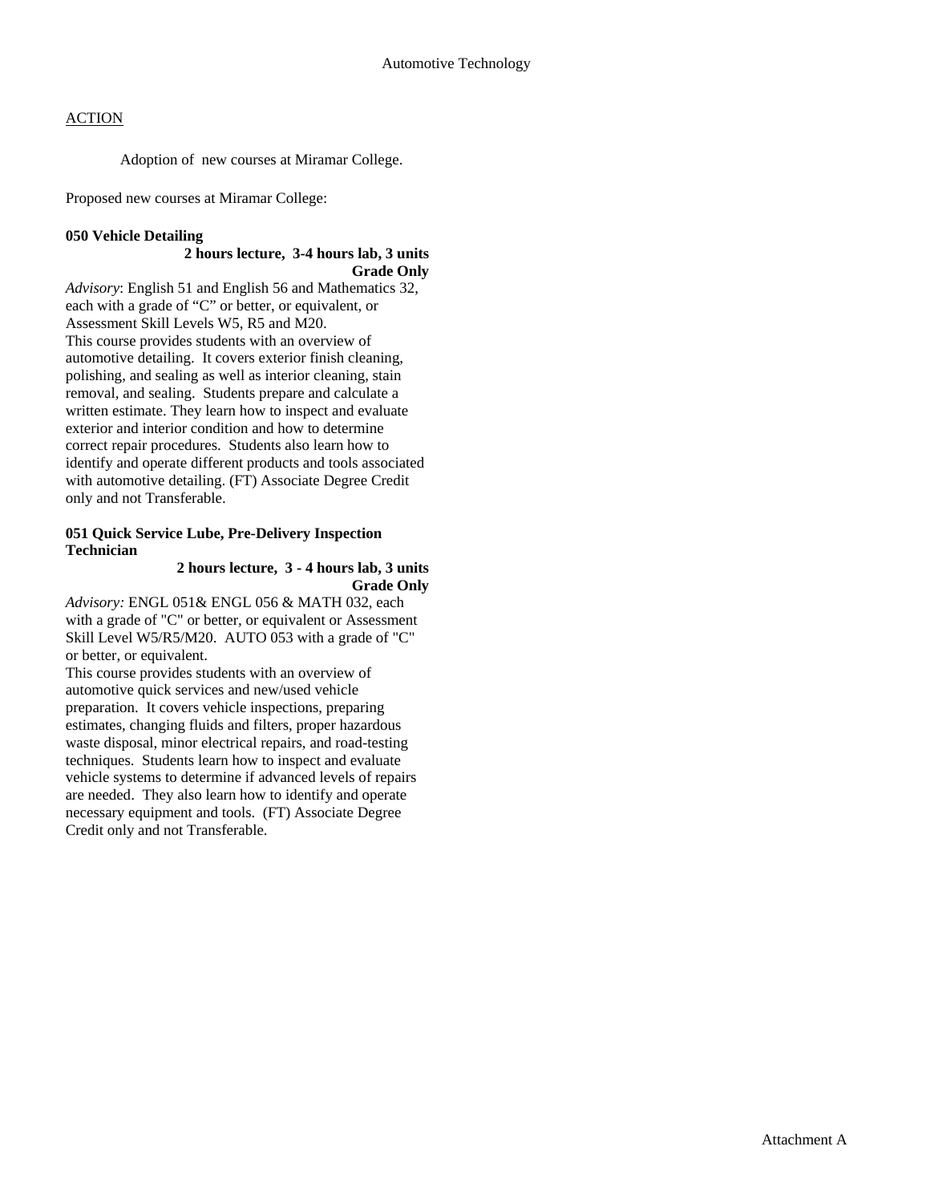Automotive Technology

ACTION

Adoption of new courses at Miramar College.

Proposed new courses at Miramar College:

**050 Vehicle Detailing**

**2 hours lecture, 3-4 hours lab, 3 units**
**Grade Only**

*Advisory*: English 51 and English 56 and Mathematics 32, each with a grade of "C" or better, or equivalent, or Assessment Skill Levels W5, R5 and M20.
This course provides students with an overview of automotive detailing. It covers exterior finish cleaning, polishing, and sealing as well as interior cleaning, stain removal, and sealing. Students prepare and calculate a written estimate. They learn how to inspect and evaluate exterior and interior condition and how to determine correct repair procedures. Students also learn how to identify and operate different products and tools associated with automotive detailing. (FT) Associate Degree Credit only and not Transferable.

**051 Quick Service Lube, Pre-Delivery Inspection Technician**

**2 hours lecture, 3 - 4 hours lab, 3 units**
**Grade Only**

*Advisory:* ENGL 051& ENGL 056 & MATH 032, each with a grade of "C" or better, or equivalent or Assessment Skill Level W5/R5/M20. AUTO 053 with a grade of "C" or better, or equivalent.
This course provides students with an overview of automotive quick services and new/used vehicle preparation. It covers vehicle inspections, preparing estimates, changing fluids and filters, proper hazardous waste disposal, minor electrical repairs, and road-testing techniques. Students learn how to inspect and evaluate vehicle systems to determine if advanced levels of repairs are needed. They also learn how to identify and operate necessary equipment and tools. (FT) Associate Degree Credit only and not Transferable.

Attachment A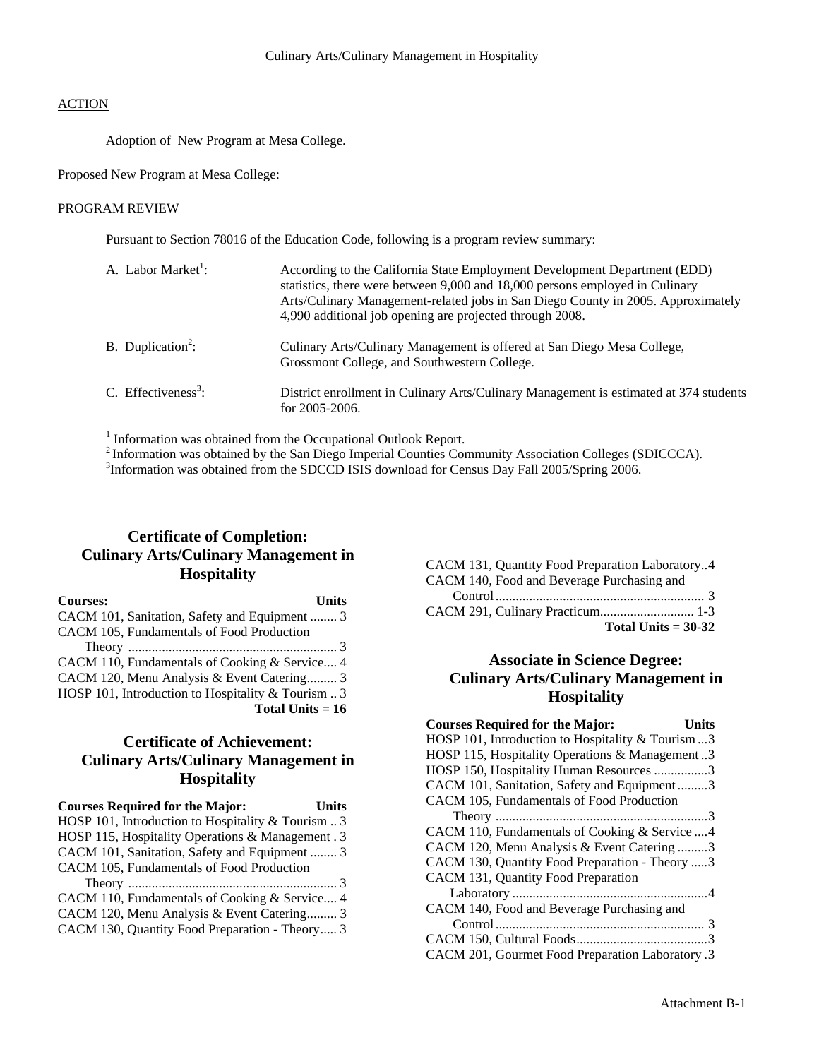Culinary Arts/Culinary Management in Hospitality

ACTION

Adoption of New Program at Mesa College.

Proposed New Program at Mesa College:

PROGRAM REVIEW

Pursuant to Section 78016 of the Education Code, following is a program review summary:

A. Labor Market[1]: According to the California State Employment Development Department (EDD) statistics, there were between 9,000 and 18,000 persons employed in Culinary Arts/Culinary Management-related jobs in San Diego County in 2005. Approximately 4,990 additional job opening are projected through 2008.

B. Duplication[2]: Culinary Arts/Culinary Management is offered at San Diego Mesa College, Grossmont College, and Southwestern College.

C. Effectiveness[3]: District enrollment in Culinary Arts/Culinary Management is estimated at 374 students for 2005-2006.

[1] Information was obtained from the Occupational Outlook Report.
[2] Information was obtained by the San Diego Imperial Counties Community Association Colleges (SDICCCA).
[3] Information was obtained from the SDCCD ISIS download for Census Day Fall 2005/Spring 2006.

## Certificate of Completion: Culinary Arts/Culinary Management in Hospitality

| Courses: | Units |
|---|---|
| CACM 101, Sanitation, Safety and Equipment | 3 |
| CACM 105, Fundamentals of Food Production Theory | 3 |
| CACM 110, Fundamentals of Cooking & Service | 4 |
| CACM 120, Menu Analysis & Event Catering | 3 |
| HOSP 101, Introduction to Hospitality & Tourism | 3 |
| **Total Units = 16** | |

## Certificate of Achievement: Culinary Arts/Culinary Management in Hospitality

| Courses Required for the Major: | Units |
|---|---|
| HOSP 101, Introduction to Hospitality & Tourism | 3 |
| HOSP 115, Hospitality Operations & Management | 3 |
| CACM 101, Sanitation, Safety and Equipment | 3 |
| CACM 105, Fundamentals of Food Production Theory | 3 |
| CACM 110, Fundamentals of Cooking & Service | 4 |
| CACM 120, Menu Analysis & Event Catering | 3 |
| CACM 130, Quantity Food Preparation - Theory | 3 |
| CACM 131, Quantity Food Preparation Laboratory | 4 |
| CACM 140, Food and Beverage Purchasing and Control | 3 |
| CACM 291, Culinary Practicum | 1-3 |
| **Total Units = 30-32** | |

## Associate in Science Degree: Culinary Arts/Culinary Management in Hospitality

| Courses Required for the Major: | Units |
|---|---|
| HOSP 101, Introduction to Hospitality & Tourism | 3 |
| HOSP 115, Hospitality Operations & Management | 3 |
| HOSP 150, Hospitality Human Resources | 3 |
| CACM 101, Sanitation, Safety and Equipment | 3 |
| CACM 105, Fundamentals of Food Production Theory | 3 |
| CACM 110, Fundamentals of Cooking & Service | 4 |
| CACM 120, Menu Analysis & Event Catering | 3 |
| CACM 130, Quantity Food Preparation - Theory | 3 |
| CACM 131, Quantity Food Preparation Laboratory | 4 |
| CACM 140, Food and Beverage Purchasing and Control | 3 |
| CACM 150, Cultural Foods | 3 |
| CACM 201, Gourmet Food Preparation Laboratory | 3 |

Attachment B-1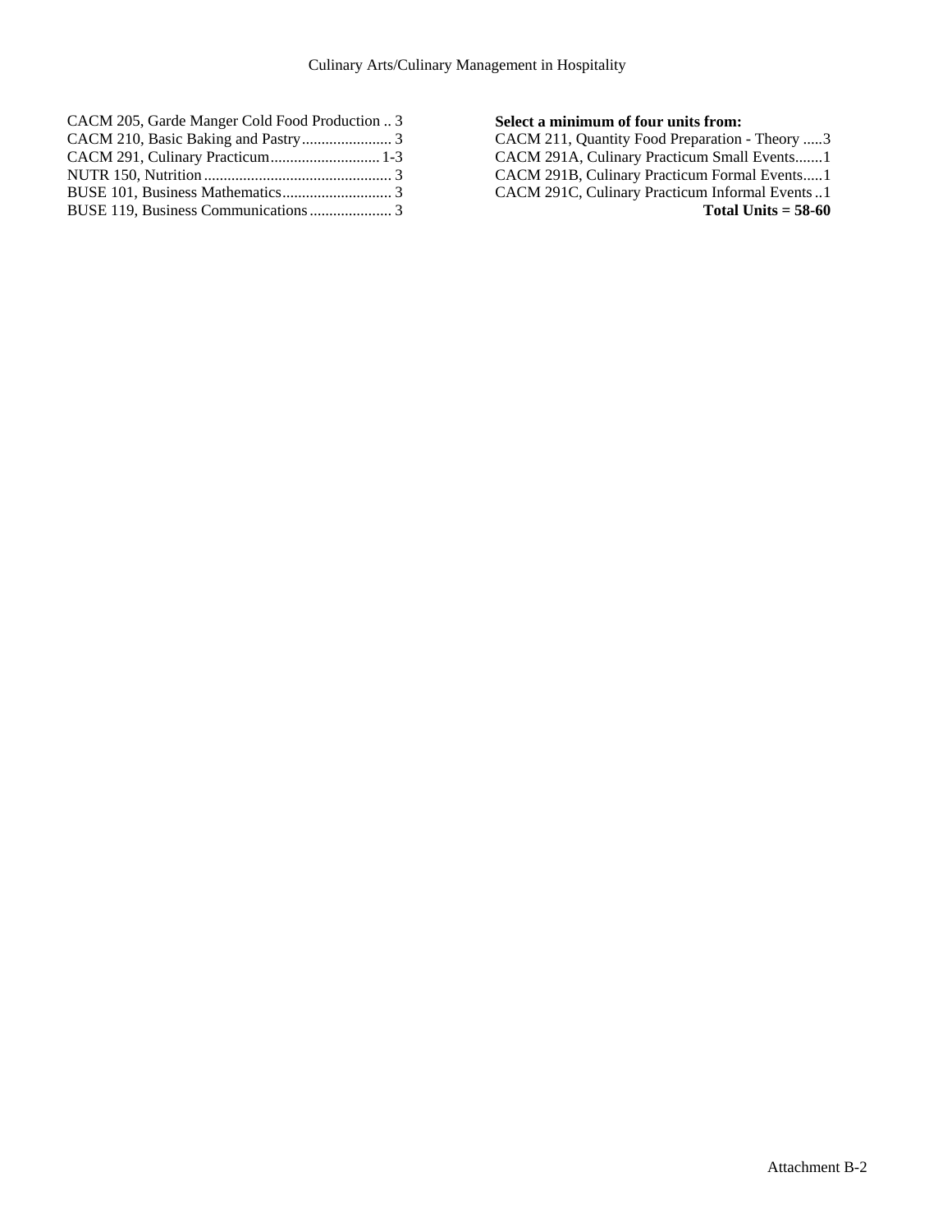CACM 205, Garde Manger Cold Food Production .. 3
CACM 210, Basic Baking and Pastry....................... 3
CACM 291, Culinary Practicum............................ 1-3
NUTR 150, Nutrition................................................ 3
BUSE 101, Business Mathematics............................ 3
BUSE 119, Business Communications..................... 3

**Select a minimum of four units from:**
CACM 211, Quantity Food Preparation - Theory .....3
CACM 291A, Culinary Practicum Small Events.......1
CACM 291B, Culinary Practicum Formal Events.....1
CACM 291C, Culinary Practicum Informal Events ..1

**Total Units = 58-60**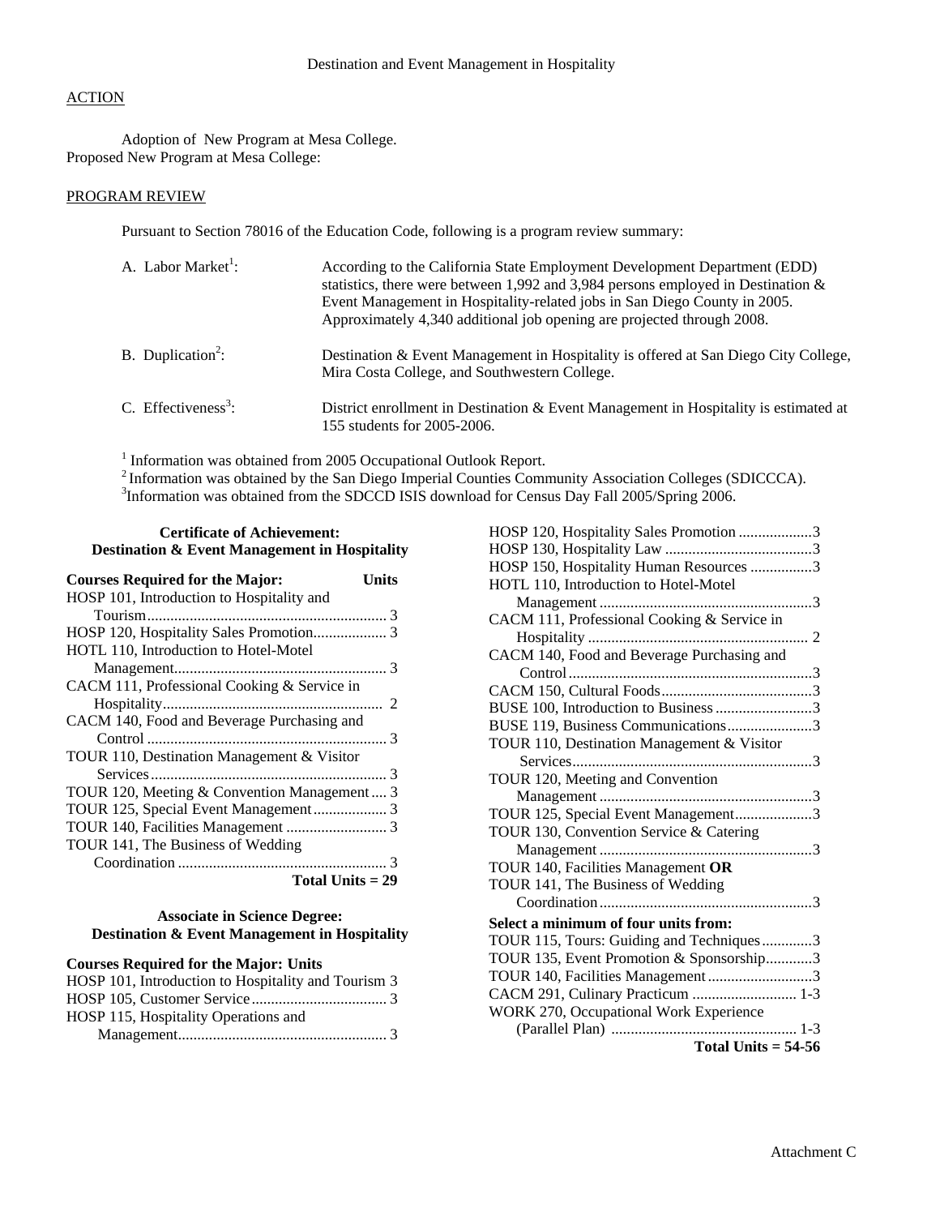Destination and Event Management in Hospitality

ACTION

Adoption of New Program at Mesa College.
Proposed New Program at Mesa College:

PROGRAM REVIEW

Pursuant to Section 78016 of the Education Code, following is a program review summary:

A. Labor Market[1]: According to the California State Employment Development Department (EDD) statistics, there were between 1,992 and 3,984 persons employed in Destination & Event Management in Hospitality-related jobs in San Diego County in 2005. Approximately 4,340 additional job opening are projected through 2008.

B. Duplication[2]: Destination & Event Management in Hospitality is offered at San Diego City College, Mira Costa College, and Southwestern College.

C. Effectiveness[3]: District enrollment in Destination & Event Management in Hospitality is estimated at 155 students for 2005-2006.

[1] Information was obtained from 2005 Occupational Outlook Report.
[2] Information was obtained by the San Diego Imperial Counties Community Association Colleges (SDICCCA).
[3] Information was obtained from the SDCCD ISIS download for Census Day Fall 2005/Spring 2006.

**Certificate of Achievement: Destination & Event Management in Hospitality**

| Courses Required for the Major: | Units |
|---|---|
| HOSP 101, Introduction to Hospitality and Tourism | 3 |
| HOSP 120, Hospitality Sales Promotion | 3 |
| HOTL 110, Introduction to Hotel-Motel Management | 3 |
| CACM 111, Professional Cooking & Service in Hospitality | 2 |
| CACM 140, Food and Beverage Purchasing and Control | 3 |
| TOUR 110, Destination Management & Visitor Services | 3 |
| TOUR 120, Meeting & Convention Management | 3 |
| TOUR 125, Special Event Management | 3 |
| TOUR 140, Facilities Management | 3 |
| TOUR 141, The Business of Wedding Coordination | 3 |
| **Total Units = 29** | |

**Associate in Science Degree: Destination & Event Management in Hospitality**

| Courses Required for the Major: | Units |
|---|---|
| HOSP 101, Introduction to Hospitality and Tourism | 3 |
| HOSP 105, Customer Service | 3 |
| HOSP 115, Hospitality Operations and Management | 3 |
| HOSP 120, Hospitality Sales Promotion | 3 |
| HOSP 130, Hospitality Law | 3 |
| HOSP 150, Hospitality Human Resources | 3 |
| HOTL 110, Introduction to Hotel-Motel Management | 3 |
| CACM 111, Professional Cooking & Service in Hospitality | 2 |
| CACM 140, Food and Beverage Purchasing and Control | 3 |
| CACM 150, Cultural Foods | 3 |
| BUSE 100, Introduction to Business | 3 |
| BUSE 119, Business Communications | 3 |
| TOUR 110, Destination Management & Visitor Services | 3 |
| TOUR 120, Meeting and Convention Management | 3 |
| TOUR 125, Special Event Management | 3 |
| TOUR 130, Convention Service & Catering Management | 3 |
| TOUR 140, Facilities Management **OR** TOUR 141, The Business of Wedding Coordination | 3 |
| **Select a minimum of four units from:** | |
| TOUR 115, Tours: Guiding and Techniques | 3 |
| TOUR 135, Event Promotion & Sponsorship | 3 |
| TOUR 140, Facilities Management | 3 |
| CACM 291, Culinary Practicum | 1-3 |
| WORK 270, Occupational Work Experience (Parallel Plan) | 1-3 |
| **Total Units = 54-56** | |

Attachment C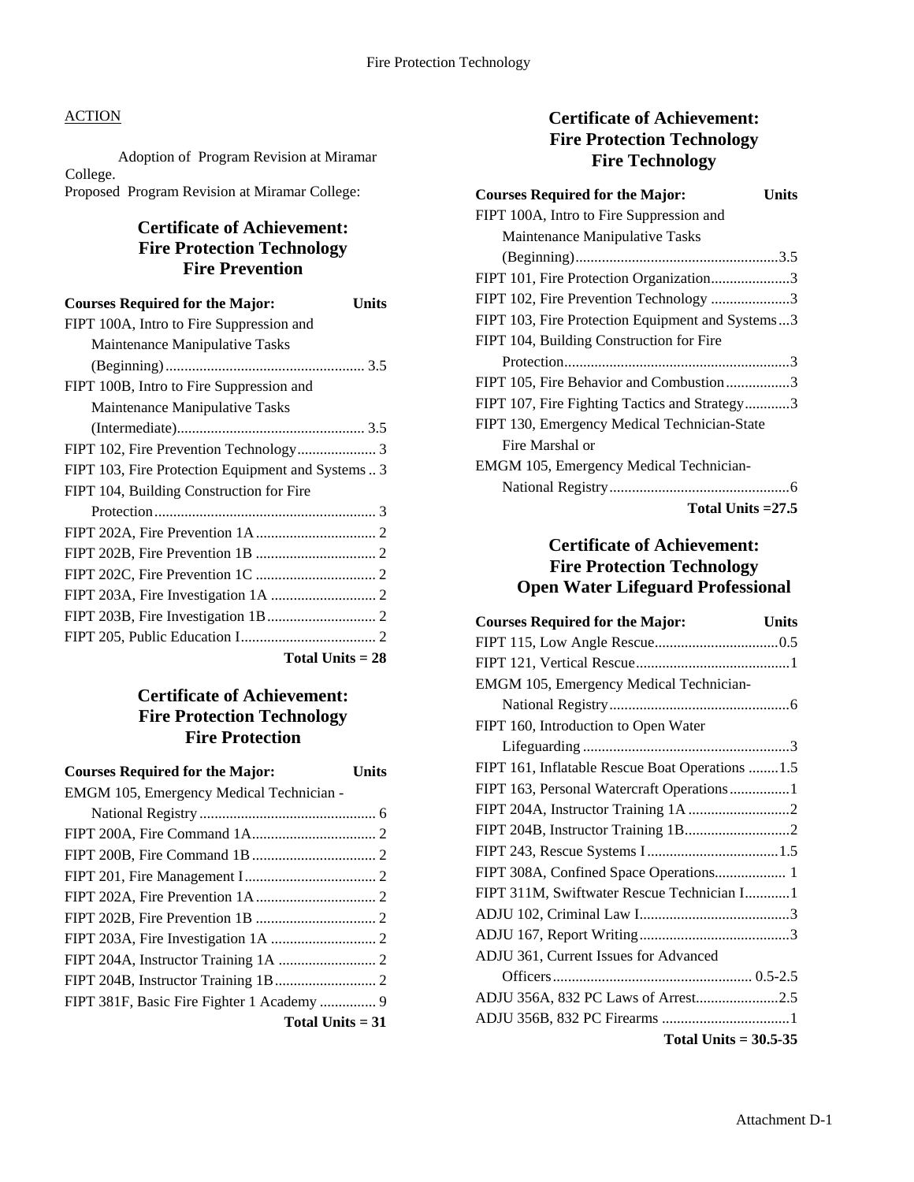ACTION

Adoption of Program Revision at Miramar College.
Proposed Program Revision at Miramar College:

## Certificate of Achievement: Fire Protection Technology Fire Prevention

| Courses Required for the Major: | Units |
|---|---|
| FIPT 100A, Intro to Fire Suppression and Maintenance Manipulative Tasks (Beginning) | 3.5 |
| FIPT 100B, Intro to Fire Suppression and Maintenance Manipulative Tasks (Intermediate) | 3.5 |
| FIPT 102, Fire Prevention Technology | 3 |
| FIPT 103, Fire Protection Equipment and Systems | 3 |
| FIPT 104, Building Construction for Fire Protection | 3 |
| FIPT 202A, Fire Prevention 1A | 2 |
| FIPT 202B, Fire Prevention 1B | 2 |
| FIPT 202C, Fire Prevention 1C | 2 |
| FIPT 203A, Fire Investigation 1A | 2 |
| FIPT 203B, Fire Investigation 1B | 2 |
| FIPT 205, Public Education I | 2 |
| **Total Units = 28** | |

## Certificate of Achievement: Fire Protection Technology Fire Protection

| Courses Required for the Major: | Units |
|---|---|
| EMGM 105, Emergency Medical Technician - National Registry | 6 |
| FIPT 200A, Fire Command 1A | 2 |
| FIPT 200B, Fire Command 1B | 2 |
| FIPT 201, Fire Management I | 2 |
| FIPT 202A, Fire Prevention 1A | 2 |
| FIPT 202B, Fire Prevention 1B | 2 |
| FIPT 203A, Fire Investigation 1A | 2 |
| FIPT 204A, Instructor Training 1A | 2 |
| FIPT 204B, Instructor Training 1B | 2 |
| FIPT 381F, Basic Fire Fighter 1 Academy | 9 |
| **Total Units = 31** | |

## Certificate of Achievement: Fire Protection Technology Fire Technology

| Courses Required for the Major: | Units |
|---|---|
| FIPT 100A, Intro to Fire Suppression and Maintenance Manipulative Tasks (Beginning) | 3.5 |
| FIPT 101, Fire Protection Organization | 3 |
| FIPT 102, Fire Prevention Technology | 3 |
| FIPT 103, Fire Protection Equipment and Systems | 3 |
| FIPT 104, Building Construction for Fire Protection | 3 |
| FIPT 105, Fire Behavior and Combustion | 3 |
| FIPT 107, Fire Fighting Tactics and Strategy | 3 |
| FIPT 130, Emergency Medical Technician-State Fire Marshal or EMGM 105, Emergency Medical Technician-National Registry | 6 |
| **Total Units =27.5** | |

## Certificate of Achievement: Fire Protection Technology Open Water Lifeguard Professional

| Courses Required for the Major: | Units |
|---|---|
| FIPT 115, Low Angle Rescue | 0.5 |
| FIPT 121, Vertical Rescue | 1 |
| EMGM 105, Emergency Medical Technician-National Registry | 6 |
| FIPT 160, Introduction to Open Water Lifeguarding | 3 |
| FIPT 161, Inflatable Rescue Boat Operations | 1.5 |
| FIPT 163, Personal Watercraft Operations | 1 |
| FIPT 204A, Instructor Training 1A | 2 |
| FIPT 204B, Instructor Training 1B | 2 |
| FIPT 243, Rescue Systems I | 1.5 |
| FIPT 308A, Confined Space Operations | 1 |
| FIPT 311M, Swiftwater Rescue Technician I | 1 |
| ADJU 102, Criminal Law I | 3 |
| ADJU 167, Report Writing | 3 |
| ADJU 361, Current Issues for Advanced Officers | 0.5-2.5 |
| ADJU 356A, 832 PC Laws of Arrest | 2.5 |
| ADJU 356B, 832 PC Firearms | 1 |
| **Total Units = 30.5-35** | |

Attachment D-1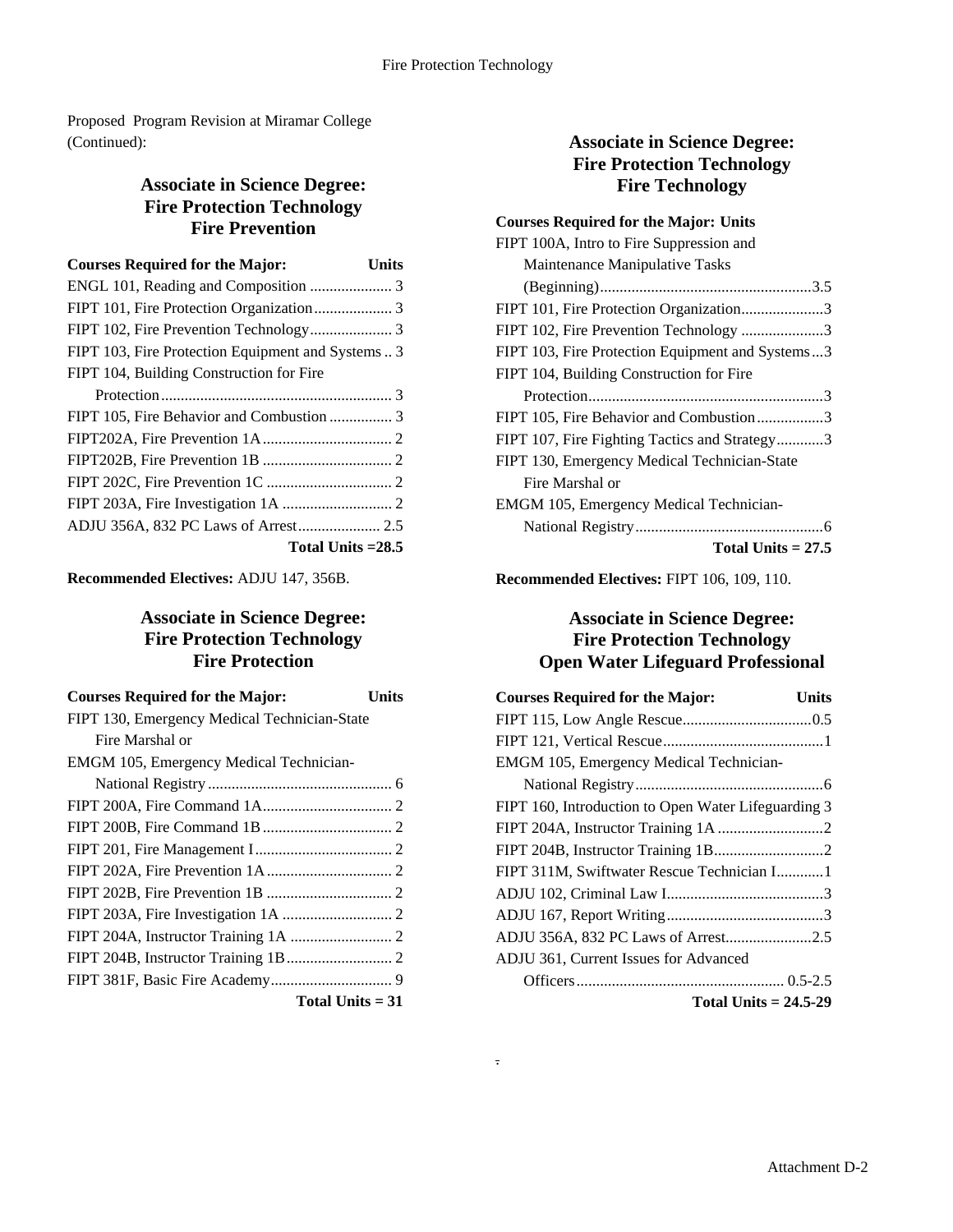Proposed Program Revision at Miramar College (Continued):

## Associate in Science Degree: Fire Protection Technology Fire Prevention

| Courses Required for the Major: | Units |
|---|---|
| ENGL 101, Reading and Composition | 3 |
| FIPT 101, Fire Protection Organization | 3 |
| FIPT 102, Fire Prevention Technology | 3 |
| FIPT 103, Fire Protection Equipment and Systems | 3 |
| FIPT 104, Building Construction for Fire Protection | 3 |
| FIPT 105, Fire Behavior and Combustion | 3 |
| FIPT202A, Fire Prevention 1A | 2 |
| FIPT202B, Fire Prevention 1B | 2 |
| FIPT 202C, Fire Prevention 1C | 2 |
| FIPT 203A, Fire Investigation 1A | 2 |
| ADJU 356A, 832 PC Laws of Arrest | 2.5 |
| **Total Units =28.5** | |

**Recommended Electives:** ADJU 147, 356B.

## Associate in Science Degree: Fire Protection Technology Fire Protection

| Courses Required for the Major: | Units |
|---|---|
| FIPT 130, Emergency Medical Technician-State Fire Marshal or EMGM 105, Emergency Medical Technician-National Registry | 6 |
| FIPT 200A, Fire Command 1A | 2 |
| FIPT 200B, Fire Command 1B | 2 |
| FIPT 201, Fire Management I | 2 |
| FIPT 202A, Fire Prevention 1A | 2 |
| FIPT 202B, Fire Prevention 1B | 2 |
| FIPT 203A, Fire Investigation 1A | 2 |
| FIPT 204A, Instructor Training 1A | 2 |
| FIPT 204B, Instructor Training 1B | 2 |
| FIPT 381F, Basic Fire Academy | 9 |
| **Total Units = 31** | |

## Associate in Science Degree: Fire Protection Technology Fire Technology

| Courses Required for the Major: | Units |
|---|---|
| FIPT 100A, Intro to Fire Suppression and Maintenance Manipulative Tasks (Beginning) | 3.5 |
| FIPT 101, Fire Protection Organization | 3 |
| FIPT 102, Fire Prevention Technology | 3 |
| FIPT 103, Fire Protection Equipment and Systems | 3 |
| FIPT 104, Building Construction for Fire Protection | 3 |
| FIPT 105, Fire Behavior and Combustion | 3 |
| FIPT 107, Fire Fighting Tactics and Strategy | 3 |
| FIPT 130, Emergency Medical Technician-State Fire Marshal or EMGM 105, Emergency Medical Technician-National Registry | 6 |
| **Total Units = 27.5** | |

**Recommended Electives:** FIPT 106, 109, 110.

## Associate in Science Degree: Fire Protection Technology Open Water Lifeguard Professional

| Courses Required for the Major: | Units |
|---|---|
| FIPT 115, Low Angle Rescue | 0.5 |
| FIPT 121, Vertical Rescue | 1 |
| EMGM 105, Emergency Medical Technician-National Registry | 6 |
| FIPT 160, Introduction to Open Water Lifeguarding | 3 |
| FIPT 204A, Instructor Training 1A | 2 |
| FIPT 204B, Instructor Training 1B | 2 |
| FIPT 311M, Swiftwater Rescue Technician I | 1 |
| ADJU 102, Criminal Law I | 3 |
| ADJU 167, Report Writing | 3 |
| ADJU 356A, 832 PC Laws of Arrest | 2.5 |
| ADJU 361, Current Issues for Advanced Officers | 0.5-2.5 |
| **Total Units = 24.5-29** | |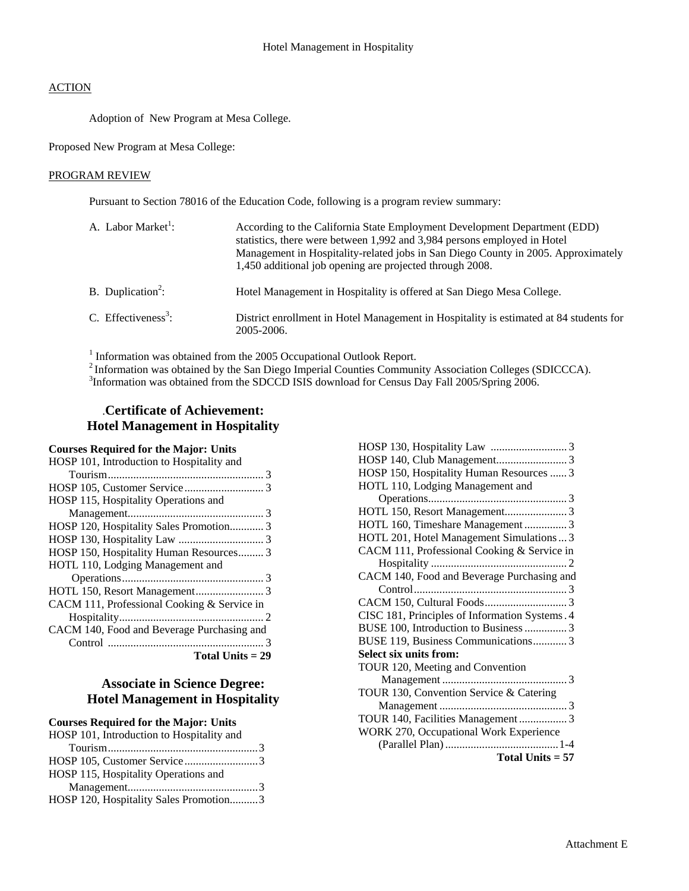Hotel Management in Hospitality

ACTION

Adoption of New Program at Mesa College.

Proposed New Program at Mesa College:

PROGRAM REVIEW

Pursuant to Section 78016 of the Education Code, following is a program review summary:

| | |
|---|---|
| A. Labor Market[1]: | According to the California State Employment Development Department (EDD) statistics, there were between 1,992 and 3,984 persons employed in Hotel Management in Hospitality-related jobs in San Diego County in 2005. Approximately 1,450 additional job opening are projected through 2008. |
| B. Duplication[2]: | Hotel Management in Hospitality is offered at San Diego Mesa College. |
| C. Effectiveness[3]: | District enrollment in Hotel Management in Hospitality is estimated at 84 students for 2005-2006. |

[1] Information was obtained from the 2005 Occupational Outlook Report.
[2] Information was obtained by the San Diego Imperial Counties Community Association Colleges (SDICCCA).
[3] Information was obtained from the SDCCD ISIS download for Census Day Fall 2005/Spring 2006.

## .Certificate of Achievement: Hotel Management in Hospitality

**Courses Required for the Major: Units**

- HOSP 101, Introduction to Hospitality and Tourism ... 3
- HOSP 105, Customer Service ... 3
- HOSP 115, Hospitality Operations and Management ... 3
- HOSP 120, Hospitality Sales Promotion ... 3
- HOSP 130, Hospitality Law ... 3
- HOSP 150, Hospitality Human Resources ... 3
- HOTL 110, Lodging Management and Operations ... 3
- HOTL 150, Resort Management ... 3
- CACM 111, Professional Cooking & Service in Hospitality ... 2
- CACM 140, Food and Beverage Purchasing and Control ... 3

**Total Units = 29**

## Associate in Science Degree: Hotel Management in Hospitality

**Courses Required for the Major: Units**

- HOSP 101, Introduction to Hospitality and Tourism ... 3
- HOSP 105, Customer Service ... 3
- HOSP 115, Hospitality Operations and Management ... 3
- HOSP 120, Hospitality Sales Promotion ... 3
- HOSP 130, Hospitality Law ... 3
- HOSP 140, Club Management ... 3
- HOSP 150, Hospitality Human Resources ... 3
- HOTL 110, Lodging Management and Operations ... 3
- HOTL 150, Resort Management ... 3
- HOTL 160, Timeshare Management ... 3
- HOTL 201, Hotel Management Simulations ... 3
- CACM 111, Professional Cooking & Service in Hospitality ... 2
- CACM 140, Food and Beverage Purchasing and Control ... 3
- CACM 150, Cultural Foods ... 3
- CISC 181, Principles of Information Systems ... 4
- BUSE 100, Introduction to Business ... 3
- BUSE 119, Business Communications ... 3

**Select six units from:**

- TOUR 120, Meeting and Convention Management ... 3
- TOUR 130, Convention Service & Catering Management ... 3
- TOUR 140, Facilities Management ... 3
- WORK 270, Occupational Work Experience (Parallel Plan) ... 1-4

**Total Units = 57**

Attachment E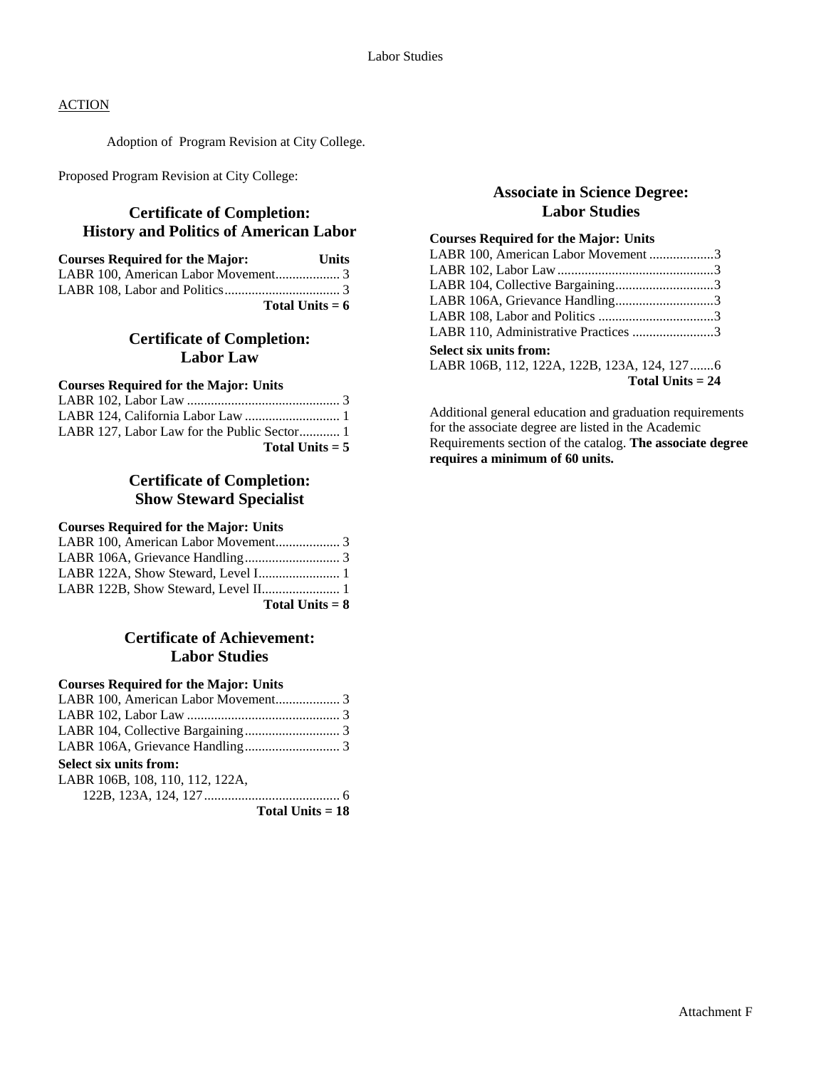ACTION

Adoption of Program Revision at City College.

Proposed Program Revision at City College:

## Certificate of Completion: History and Politics of American Labor

| Courses Required for the Major: | Units |
|---|---|
| LABR 100, American Labor Movement | 3 |
| LABR 108, Labor and Politics | 3 |
| **Total Units = 6** | |

## Certificate of Completion: Labor Law

| Courses Required for the Major: | Units |
|---|---|
| LABR 102, Labor Law | 3 |
| LABR 124, California Labor Law | 1 |
| LABR 127, Labor Law for the Public Sector | 1 |
| **Total Units = 5** | |

## Certificate of Completion: Show Steward Specialist

| Courses Required for the Major: | Units |
|---|---|
| LABR 100, American Labor Movement | 3 |
| LABR 106A, Grievance Handling | 3 |
| LABR 122A, Show Steward, Level I | 1 |
| LABR 122B, Show Steward, Level II | 1 |
| **Total Units = 8** | |

## Certificate of Achievement: Labor Studies

| Courses Required for the Major: | Units |
|---|---|
| LABR 100, American Labor Movement | 3 |
| LABR 102, Labor Law | 3 |
| LABR 104, Collective Bargaining | 3 |
| LABR 106A, Grievance Handling | 3 |
| **Select six units from:** | |
| LABR 106B, 108, 110, 112, 122A, 122B, 123A, 124, 127 | 6 |
| **Total Units = 18** | |

## Associate in Science Degree: Labor Studies

| Courses Required for the Major: | Units |
|---|---|
| LABR 100, American Labor Movement | 3 |
| LABR 102, Labor Law | 3 |
| LABR 104, Collective Bargaining | 3 |
| LABR 106A, Grievance Handling | 3 |
| LABR 108, Labor and Politics | 3 |
| LABR 110, Administrative Practices | 3 |
| **Select six units from:** | |
| LABR 106B, 112, 122A, 122B, 123A, 124, 127 | 6 |
| **Total Units = 24** | |

Additional general education and graduation requirements for the associate degree are listed in the Academic Requirements section of the catalog. **The associate degree requires a minimum of 60 units.**

Attachment F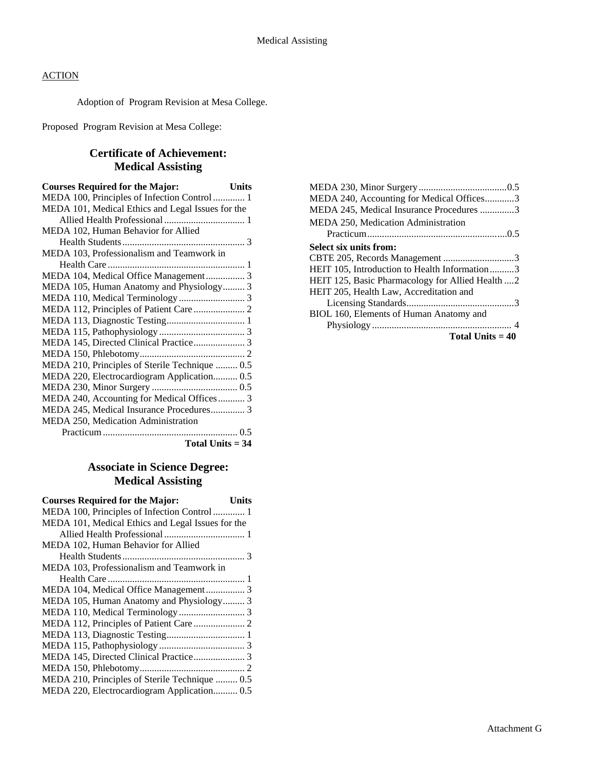Medical Assisting

ACTION

Adoption of Program Revision at Mesa College.

Proposed Program Revision at Mesa College:

## Certificate of Achievement: Medical Assisting

| Courses Required for the Major: | Units |
|---|---|
| MEDA 100, Principles of Infection Control | 1 |
| MEDA 101, Medical Ethics and Legal Issues for the Allied Health Professional | 1 |
| MEDA 102, Human Behavior for Allied Health Students | 3 |
| MEDA 103, Professionalism and Teamwork in Health Care | 1 |
| MEDA 104, Medical Office Management | 3 |
| MEDA 105, Human Anatomy and Physiology | 3 |
| MEDA 110, Medical Terminology | 3 |
| MEDA 112, Principles of Patient Care | 2 |
| MEDA 113, Diagnostic Testing | 1 |
| MEDA 115, Pathophysiology | 3 |
| MEDA 145, Directed Clinical Practice | 3 |
| MEDA 150, Phlebotomy | 2 |
| MEDA 210, Principles of Sterile Technique | 0.5 |
| MEDA 220, Electrocardiogram Application | 0.5 |
| MEDA 230, Minor Surgery | 0.5 |
| MEDA 240, Accounting for Medical Offices | 3 |
| MEDA 245, Medical Insurance Procedures | 3 |
| MEDA 250, Medication Administration Practicum | 0.5 |
| **Total Units = 34** | |

## Associate in Science Degree: Medical Assisting

| Courses Required for the Major: | Units |
|---|---|
| MEDA 100, Principles of Infection Control | 1 |
| MEDA 101, Medical Ethics and Legal Issues for the Allied Health Professional | 1 |
| MEDA 102, Human Behavior for Allied Health Students | 3 |
| MEDA 103, Professionalism and Teamwork in Health Care | 1 |
| MEDA 104, Medical Office Management | 3 |
| MEDA 105, Human Anatomy and Physiology | 3 |
| MEDA 110, Medical Terminology | 3 |
| MEDA 112, Principles of Patient Care | 2 |
| MEDA 113, Diagnostic Testing | 1 |
| MEDA 115, Pathophysiology | 3 |
| MEDA 145, Directed Clinical Practice | 3 |
| MEDA 150, Phlebotomy | 2 |
| MEDA 210, Principles of Sterile Technique | 0.5 |
| MEDA 220, Electrocardiogram Application | 0.5 |
| MEDA 230, Minor Surgery | 0.5 |
| MEDA 240, Accounting for Medical Offices | 3 |
| MEDA 245, Medical Insurance Procedures | 3 |
| MEDA 250, Medication Administration Practicum | 0.5 |
| **Select six units from:** | |
| CBTE 205, Records Management | 3 |
| HEIT 105, Introduction to Health Information | 3 |
| HEIT 125, Basic Pharmacology for Allied Health | 2 |
| HEIT 205, Health Law, Accreditation and Licensing Standards | 3 |
| BIOL 160, Elements of Human Anatomy and Physiology | 4 |
| **Total Units = 40** | |

Attachment G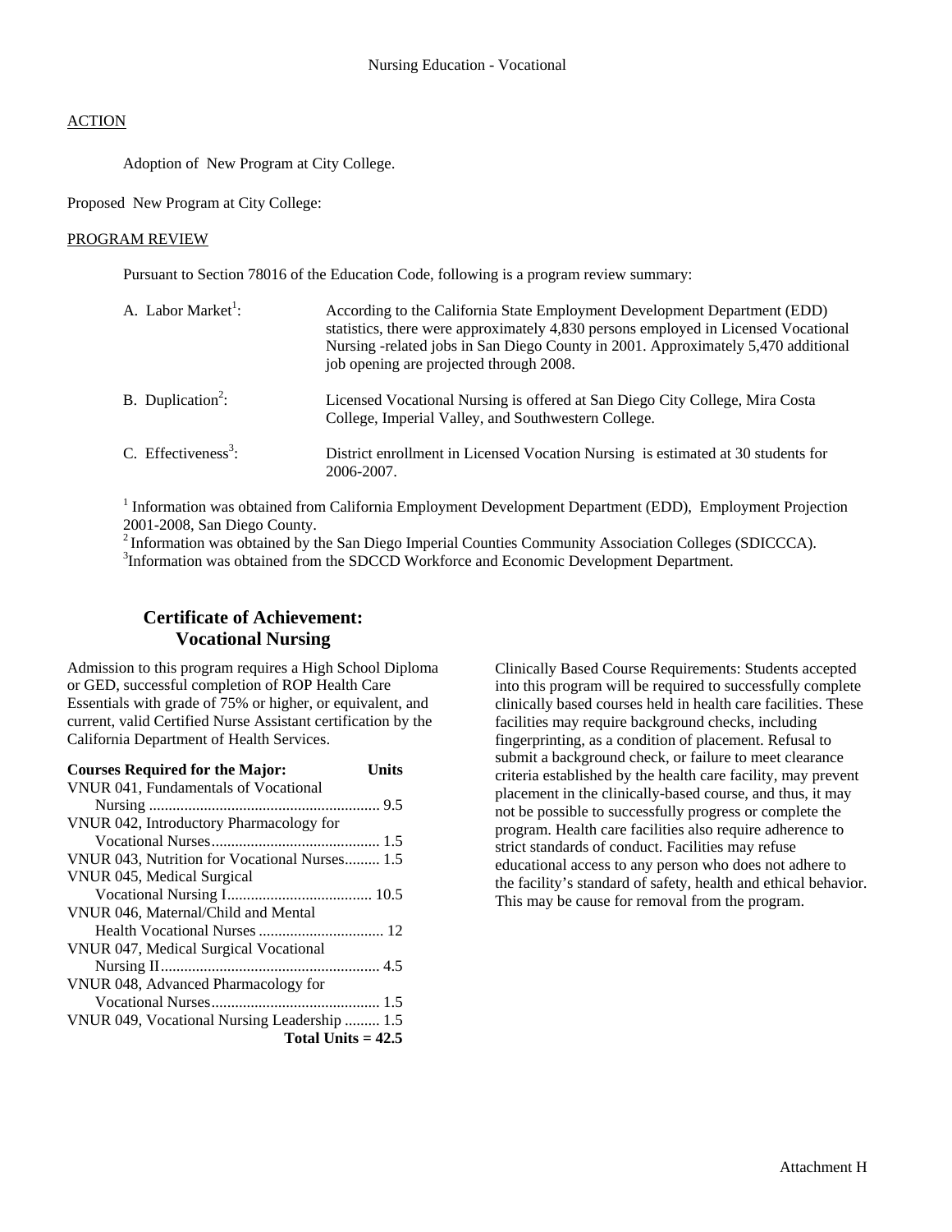Nursing Education - Vocational

ACTION

Adoption of New Program at City College.

Proposed New Program at City College:

PROGRAM REVIEW

Pursuant to Section 78016 of the Education Code, following is a program review summary:

| | |
|---|---|
| A. Labor Market[1]: | According to the California State Employment Development Department (EDD) statistics, there were approximately 4,830 persons employed in Licensed Vocational Nursing -related jobs in San Diego County in 2001. Approximately 5,470 additional job opening are projected through 2008. |
| B. Duplication[2]: | Licensed Vocational Nursing is offered at San Diego City College, Mira Costa College, Imperial Valley, and Southwestern College. |
| C. Effectiveness[3]: | District enrollment in Licensed Vocation Nursing is estimated at 30 students for 2006-2007. |

[1] Information was obtained from California Employment Development Department (EDD), Employment Projection 2001-2008, San Diego County.
[2] Information was obtained by the San Diego Imperial Counties Community Association Colleges (SDICCCA).
[3] Information was obtained from the SDCCD Workforce and Economic Development Department.

## Certificate of Achievement: Vocational Nursing

Admission to this program requires a High School Diploma or GED, successful completion of ROP Health Care Essentials with grade of 75% or higher, or equivalent, and current, valid Certified Nurse Assistant certification by the California Department of Health Services.

| **Courses Required for the Major:** | **Units** |
|---|---|
| VNUR 041, Fundamentals of Vocational Nursing | 9.5 |
| VNUR 042, Introductory Pharmacology for Vocational Nurses | 1.5 |
| VNUR 043, Nutrition for Vocational Nurses | 1.5 |
| VNUR 045, Medical Surgical Vocational Nursing I | 10.5 |
| VNUR 046, Maternal/Child and Mental Health Vocational Nurses | 12 |
| VNUR 047, Medical Surgical Vocational Nursing II | 4.5 |
| VNUR 048, Advanced Pharmacology for Vocational Nurses | 1.5 |
| VNUR 049, Vocational Nursing Leadership | 1.5 |
| **Total Units = 42.5** | |

Clinically Based Course Requirements: Students accepted into this program will be required to successfully complete clinically based courses held in health care facilities. These facilities may require background checks, including fingerprinting, as a condition of placement. Refusal to submit a background check, or failure to meet clearance criteria established by the health care facility, may prevent placement in the clinically-based course, and thus, it may not be possible to successfully progress or complete the program. Health care facilities also require adherence to strict standards of conduct. Facilities may refuse educational access to any person who does not adhere to the facility's standard of safety, health and ethical behavior. This may be cause for removal from the program.

Attachment H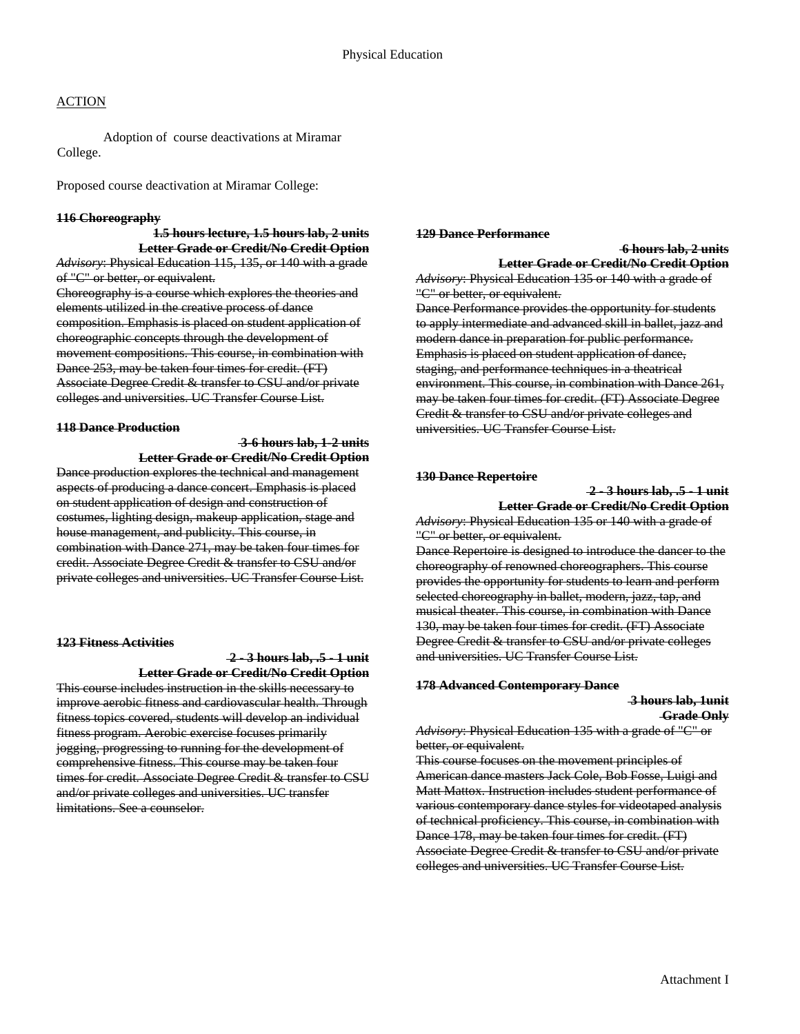Physical Education

ACTION

Adoption of course deactivations at Miramar College.

Proposed course deactivation at Miramar College:

~~**116 Choreography**~~

~~**1.5 hours lecture, 1.5 hours lab, 2 units**~~
~~**Letter Grade or Credit/No Credit Option**~~

~~*Advisory*: Physical Education 115, 135, or 140 with a grade of "C" or better, or equivalent.~~
~~Choreography is a course which explores the theories and elements utilized in the creative process of dance composition. Emphasis is placed on student application of choreographic concepts through the development of movement compositions. This course, in combination with Dance 253, may be taken four times for credit. (FT) Associate Degree Credit & transfer to CSU and/or private colleges and universities. UC Transfer Course List.~~

~~**118 Dance Production**~~

~~**3-6 hours lab, 1-2 units**~~
~~**Letter Grade or Credit/No Credit Option**~~

~~Dance production explores the technical and management aspects of producing a dance concert. Emphasis is placed on student application of design and construction of costumes, lighting design, makeup application, stage and house management, and publicity. This course, in combination with Dance 271, may be taken four times for credit. Associate Degree Credit & transfer to CSU and/or private colleges and universities. UC Transfer Course List.~~

~~**123 Fitness Activities**~~

~~**2 - 3 hours lab, .5 - 1 unit**~~
~~**Letter Grade or Credit/No Credit Option**~~

~~This course includes instruction in the skills necessary to improve aerobic fitness and cardiovascular health. Through fitness topics covered, students will develop an individual fitness program. Aerobic exercise focuses primarily jogging, progressing to running for the development of comprehensive fitness. This course may be taken four times for credit. Associate Degree Credit & transfer to CSU and/or private colleges and universities. UC transfer limitations. See a counselor.~~

~~**129 Dance Performance**~~

~~**6 hours lab, 2 units**~~
~~**Letter Grade or Credit/No Credit Option**~~

~~*Advisory*: Physical Education 135 or 140 with a grade of "C" or better, or equivalent.~~
~~Dance Performance provides the opportunity for students to apply intermediate and advanced skill in ballet, jazz and modern dance in preparation for public performance. Emphasis is placed on student application of dance, staging, and performance techniques in a theatrical environment. This course, in combination with Dance 261, may be taken four times for credit. (FT) Associate Degree Credit & transfer to CSU and/or private colleges and universities. UC Transfer Course List.~~

~~**130 Dance Repertoire**~~

~~**2 - 3 hours lab, .5 - 1 unit**~~
~~**Letter Grade or Credit/No Credit Option**~~

~~*Advisory*: Physical Education 135 or 140 with a grade of "C" or better, or equivalent.~~
~~Dance Repertoire is designed to introduce the dancer to the choreography of renowned choreographers. This course provides the opportunity for students to learn and perform selected choreography in ballet, modern, jazz, tap, and musical theater. This course, in combination with Dance 130, may be taken four times for credit. (FT) Associate Degree Credit & transfer to CSU and/or private colleges and universities. UC Transfer Course List.~~

~~**178 Advanced Contemporary Dance**~~

~~**3 hours lab, 1unit**~~
~~**Grade Only**~~

~~*Advisory*: Physical Education 135 with a grade of "C" or better, or equivalent.~~
~~This course focuses on the movement principles of American dance masters Jack Cole, Bob Fosse, Luigi and Matt Mattox. Instruction includes student performance of various contemporary dance styles for videotaped analysis of technical proficiency. This course, in combination with Dance 178, may be taken four times for credit. (FT) Associate Degree Credit & transfer to CSU and/or private colleges and universities. UC Transfer Course List.~~

Attachment I